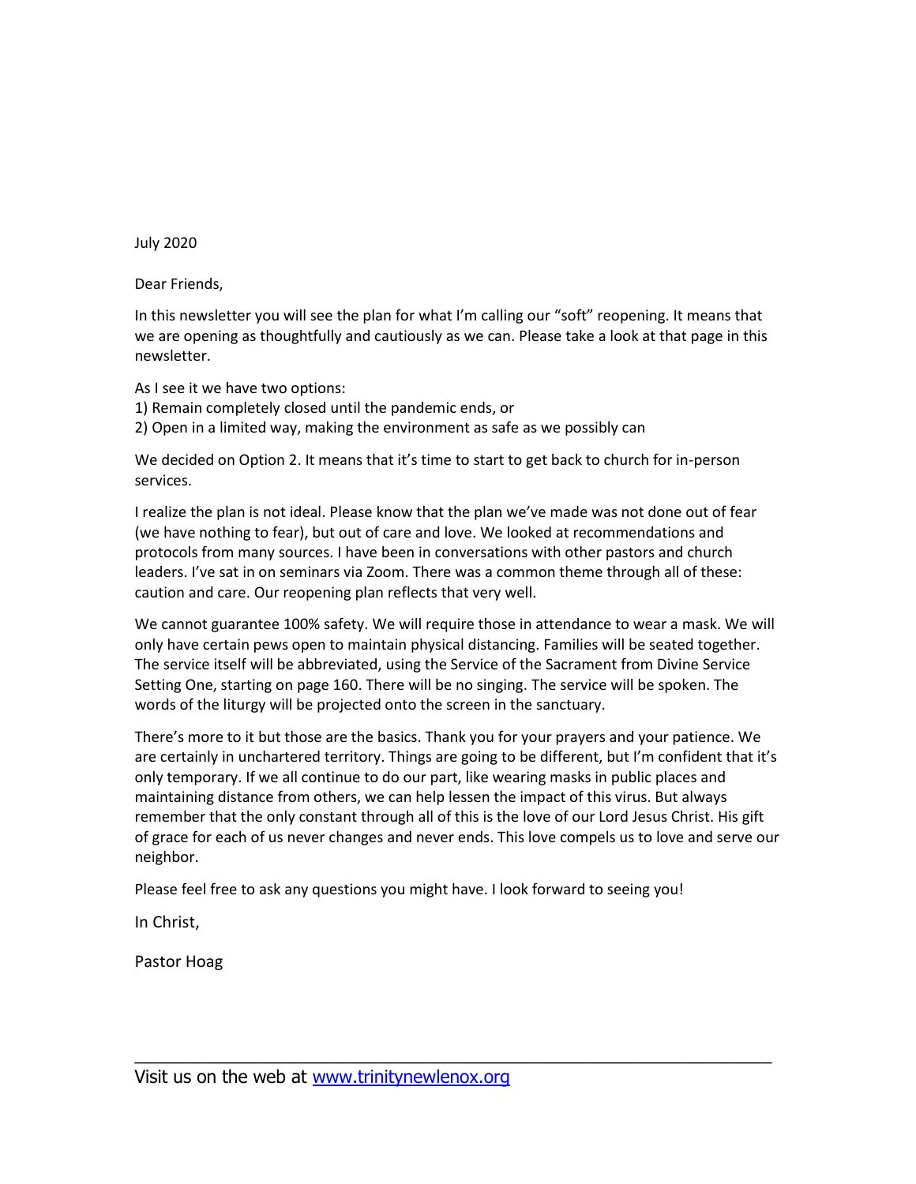July 2020

Dear Friends,

In this newsletter you will see the plan for what I'm calling our "soft" reopening. It means that we are opening as thoughtfully and cautiously as we can. Please take a look at that page in this newsletter.

As I see it we have two options:
1) Remain completely closed until the pandemic ends, or
2) Open in a limited way, making the environment as safe as we possibly can

We decided on Option 2. It means that it's time to start to get back to church for in-person services.

I realize the plan is not ideal. Please know that the plan we've made was not done out of fear (we have nothing to fear), but out of care and love. We looked at recommendations and protocols from many sources. I have been in conversations with other pastors and church leaders. I've sat in on seminars via Zoom. There was a common theme through all of these: caution and care. Our reopening plan reflects that very well.

We cannot guarantee 100% safety. We will require those in attendance to wear a mask. We will only have certain pews open to maintain physical distancing. Families will be seated together. The service itself will be abbreviated, using the Service of the Sacrament from Divine Service Setting One, starting on page 160. There will be no singing. The service will be spoken. The words of the liturgy will be projected onto the screen in the sanctuary.

There's more to it but those are the basics. Thank you for your prayers and your patience. We are certainly in unchartered territory. Things are going to be different, but I'm confident that it's only temporary. If we all continue to do our part, like wearing masks in public places and maintaining distance from others, we can help lessen the impact of this virus. But always remember that the only constant through all of this is the love of our Lord Jesus Christ. His gift of grace for each of us never changes and never ends. This love compels us to love and serve our neighbor.

Please feel free to ask any questions you might have. I look forward to seeing you!

In Christ,

Pastor Hoag

Visit us on the web at [www.trinitynewlenox.org](http://www.trinitynewlenox.org)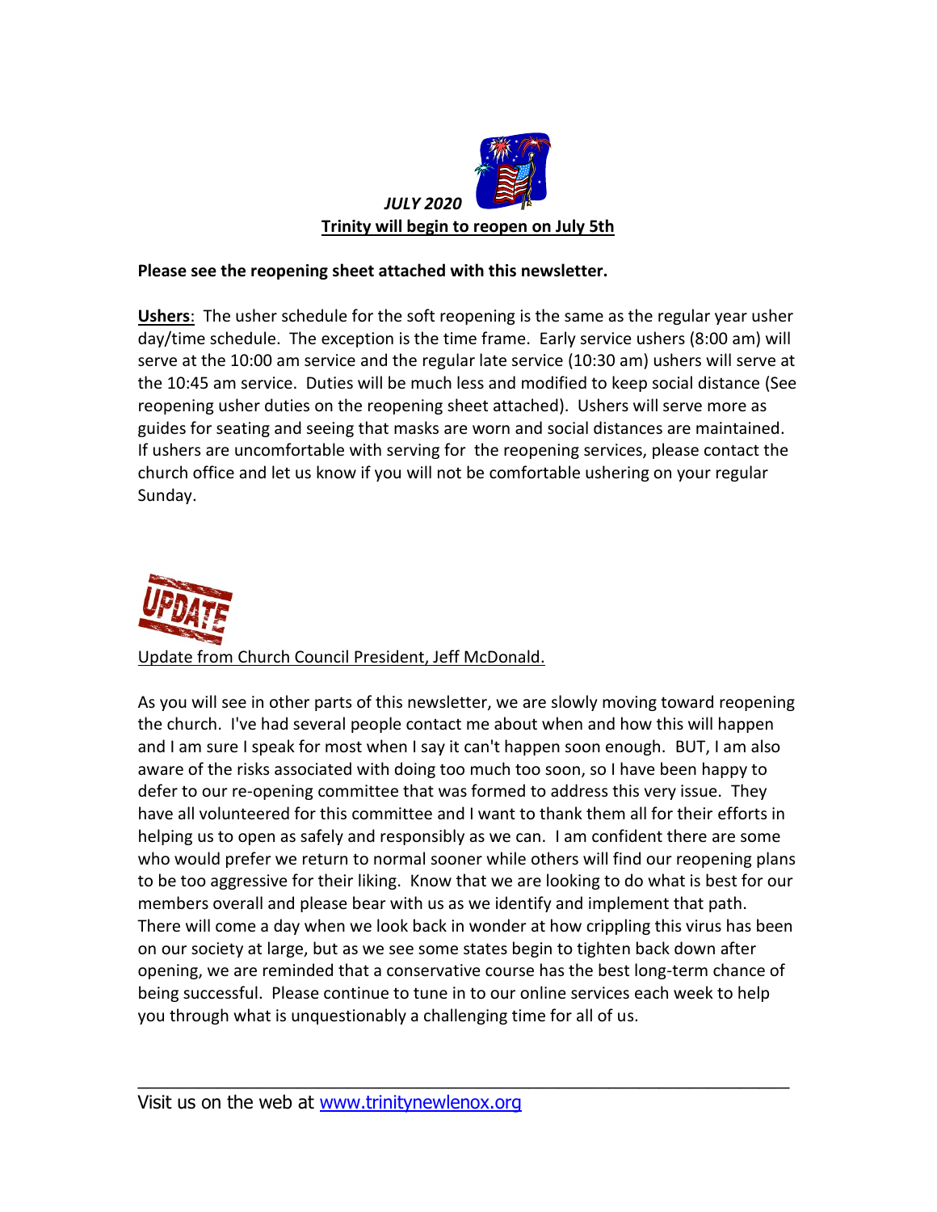***JULY 2020***

**Trinity will begin to reopen on July 5th**

**Please see the reopening sheet attached with this newsletter.**

**Ushers**: The usher schedule for the soft reopening is the same as the regular year usher day/time schedule. The exception is the time frame. Early service ushers (8:00 am) will serve at the 10:00 am service and the regular late service (10:30 am) ushers will serve at the 10:45 am service. Duties will be much less and modified to keep social distance (See reopening usher duties on the reopening sheet attached). Ushers will serve more as guides for seating and seeing that masks are worn and social distances are maintained. If ushers are uncomfortable with serving for the reopening services, please contact the church office and let us know if you will not be comfortable ushering on your regular Sunday.

UPDATE

Update from Church Council President, Jeff McDonald.

As you will see in other parts of this newsletter, we are slowly moving toward reopening the church. I've had several people contact me about when and how this will happen and I am sure I speak for most when I say it can't happen soon enough. BUT, I am also aware of the risks associated with doing too much too soon, so I have been happy to defer to our re-opening committee that was formed to address this very issue. They have all volunteered for this committee and I want to thank them all for their efforts in helping us to open as safely and responsibly as we can. I am confident there are some who would prefer we return to normal sooner while others will find our reopening plans to be too aggressive for their liking. Know that we are looking to do what is best for our members overall and please bear with us as we identify and implement that path. There will come a day when we look back in wonder at how crippling this virus has been on our society at large, but as we see some states begin to tighten back down after opening, we are reminded that a conservative course has the best long-term chance of being successful. Please continue to tune in to our online services each week to help you through what is unquestionably a challenging time for all of us.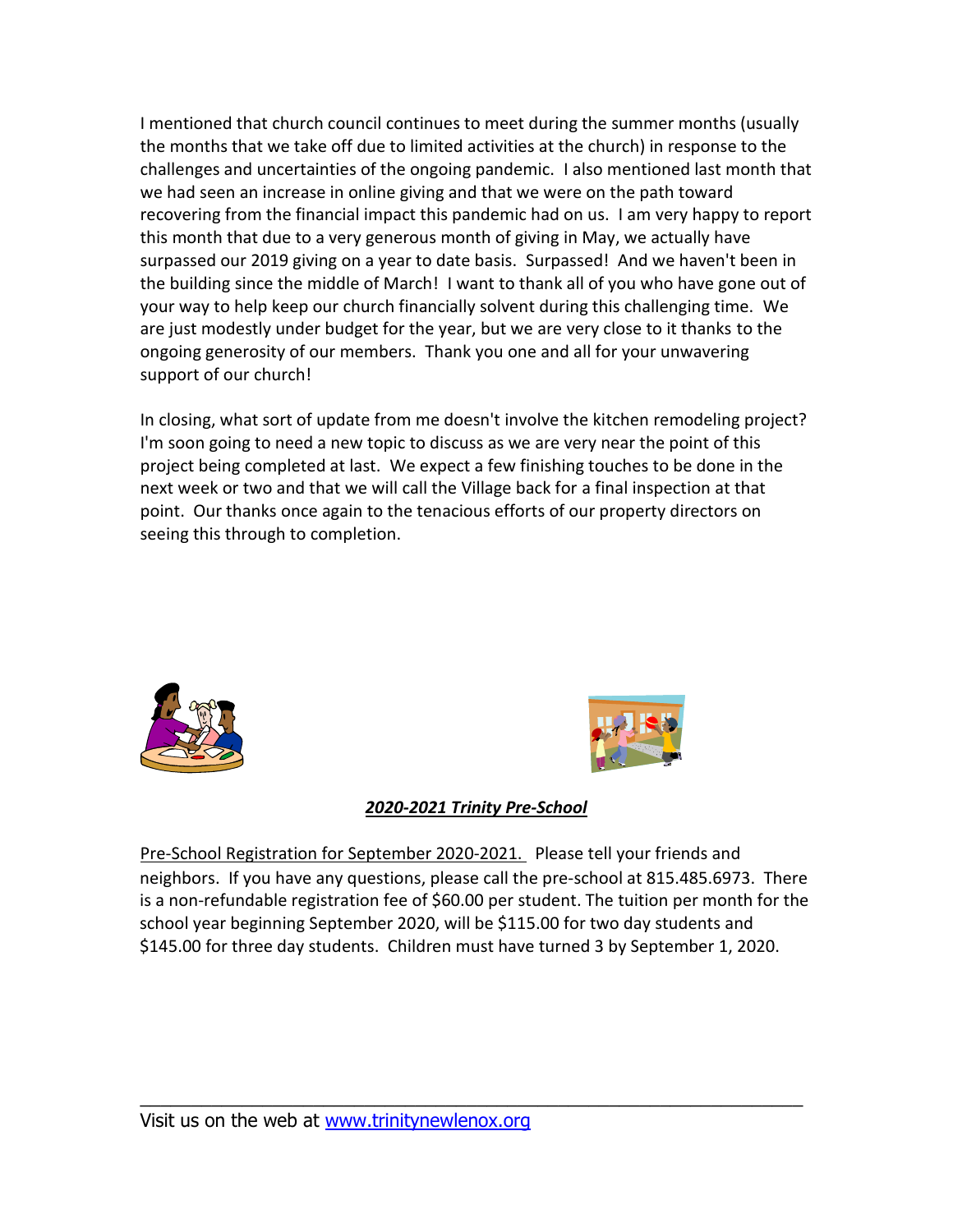I mentioned that church council continues to meet during the summer months (usually the months that we take off due to limited activities at the church) in response to the challenges and uncertainties of the ongoing pandemic. I also mentioned last month that we had seen an increase in online giving and that we were on the path toward recovering from the financial impact this pandemic had on us. I am very happy to report this month that due to a very generous month of giving in May, we actually have surpassed our 2019 giving on a year to date basis. Surpassed! And we haven't been in the building since the middle of March! I want to thank all of you who have gone out of your way to help keep our church financially solvent during this challenging time. We are just modestly under budget for the year, but we are very close to it thanks to the ongoing generosity of our members. Thank you one and all for your unwavering support of our church!

In closing, what sort of update from me doesn't involve the kitchen remodeling project? I'm soon going to need a new topic to discuss as we are very near the point of this project being completed at last. We expect a few finishing touches to be done in the next week or two and that we will call the Village back for a final inspection at that point. Our thanks once again to the tenacious efforts of our property directors on seeing this through to completion.

## ***2020-2021 Trinity Pre-School***

Pre-School Registration for September 2020-2021. Please tell your friends and neighbors. If you have any questions, please call the pre-school at 815.485.6973. There is a non-refundable registration fee of $60.00 per student. The tuition per month for the school year beginning September 2020, will be $115.00 for two day students and $145.00 for three day students. Children must have turned 3 by September 1, 2020.

Visit us on the web at www.trinitynewlenox.org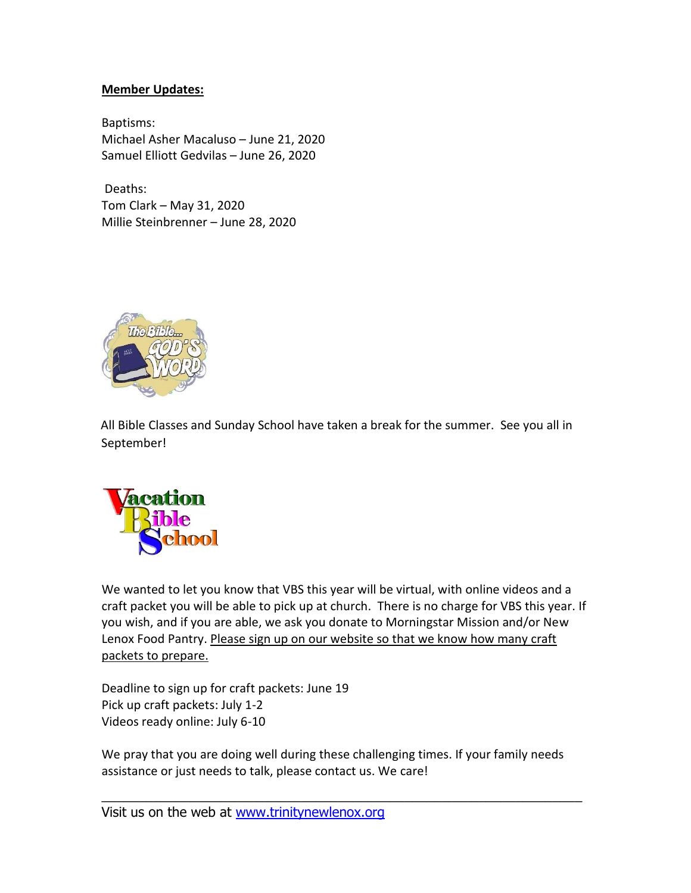**<u>Member Updates:</u>**

Baptisms:
Michael Asher Macaluso – June 21, 2020
Samuel Elliott Gedvilas – June 26, 2020

Deaths:
Tom Clark – May 31, 2020
Millie Steinbrenner – June 28, 2020

All Bible Classes and Sunday School have taken a break for the summer. See you all in September!

We wanted to let you know that VBS this year will be virtual, with online videos and a craft packet you will be able to pick up at church. There is no charge for VBS this year. If you wish, and if you are able, we ask you donate to Morningstar Mission and/or New Lenox Food Pantry. <u>Please sign up on our website so that we know how many craft packets to prepare.</u>

Deadline to sign up for craft packets: June 19
Pick up craft packets: July 1-2
Videos ready online: July 6-10

We pray that you are doing well during these challenging times. If your family needs assistance or just needs to talk, please contact us. We care!

---

Visit us on the web at www.trinitynewlenox.org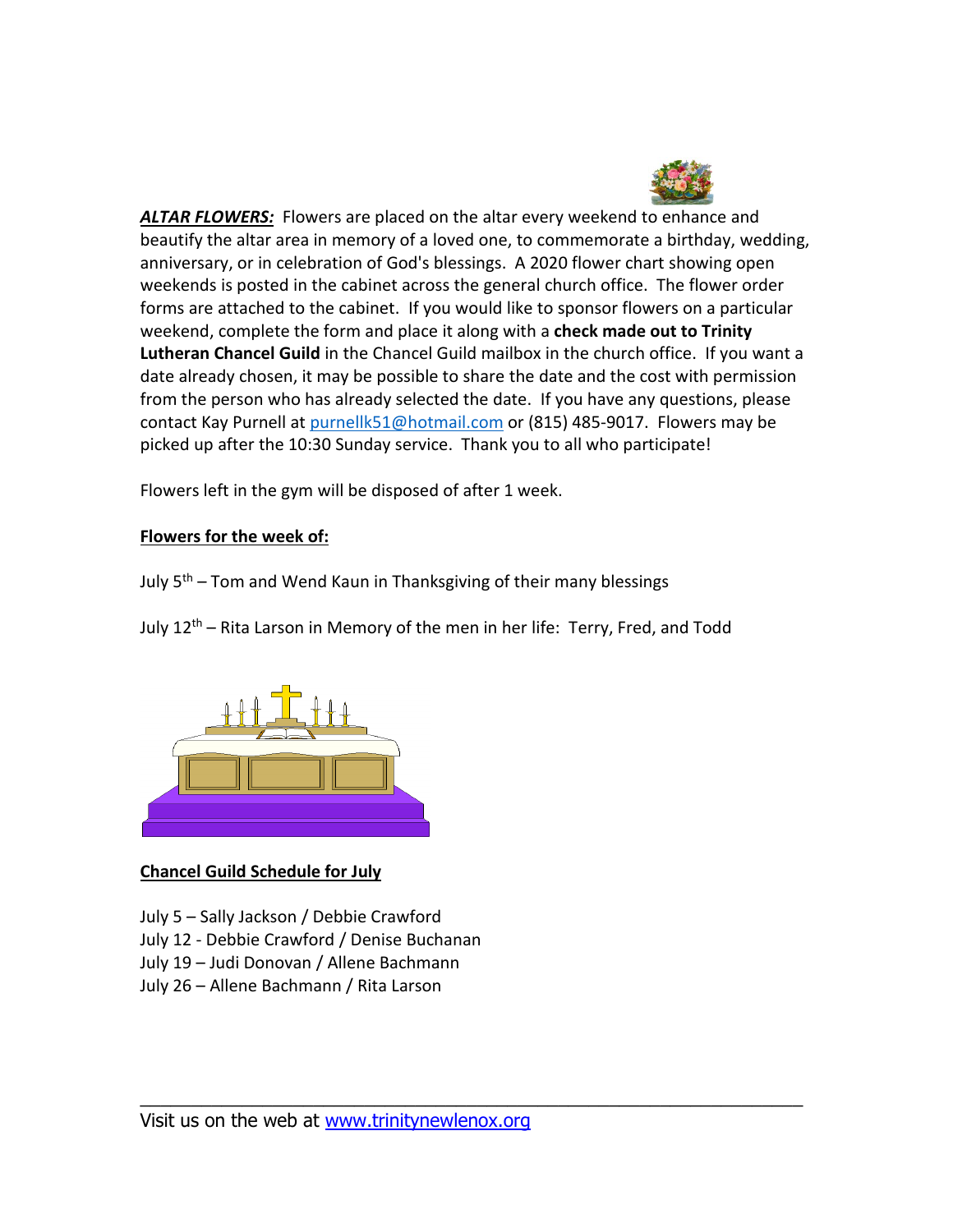***ALTAR FLOWERS:*** Flowers are placed on the altar every weekend to enhance and beautify the altar area in memory of a loved one, to commemorate a birthday, wedding, anniversary, or in celebration of God's blessings. A 2020 flower chart showing open weekends is posted in the cabinet across the general church office. The flower order forms are attached to the cabinet. If you would like to sponsor flowers on a particular weekend, complete the form and place it along with a **check made out to Trinity Lutheran Chancel Guild** in the Chancel Guild mailbox in the church office. If you want a date already chosen, it may be possible to share the date and the cost with permission from the person who has already selected the date. If you have any questions, please contact Kay Purnell at purnellk51@hotmail.com or (815) 485-9017. Flowers may be picked up after the 10:30 Sunday service. Thank you to all who participate!

Flowers left in the gym will be disposed of after 1 week.

**Flowers for the week of:**

July 5th – Tom and Wend Kaun in Thanksgiving of their many blessings

July 12th – Rita Larson in Memory of the men in her life: Terry, Fred, and Todd

**Chancel Guild Schedule for July**

July 5 – Sally Jackson / Debbie Crawford
July 12 - Debbie Crawford / Denise Buchanan
July 19 – Judi Donovan / Allene Bachmann
July 26 – Allene Bachmann / Rita Larson

Visit us on the web at www.trinitynewlenox.org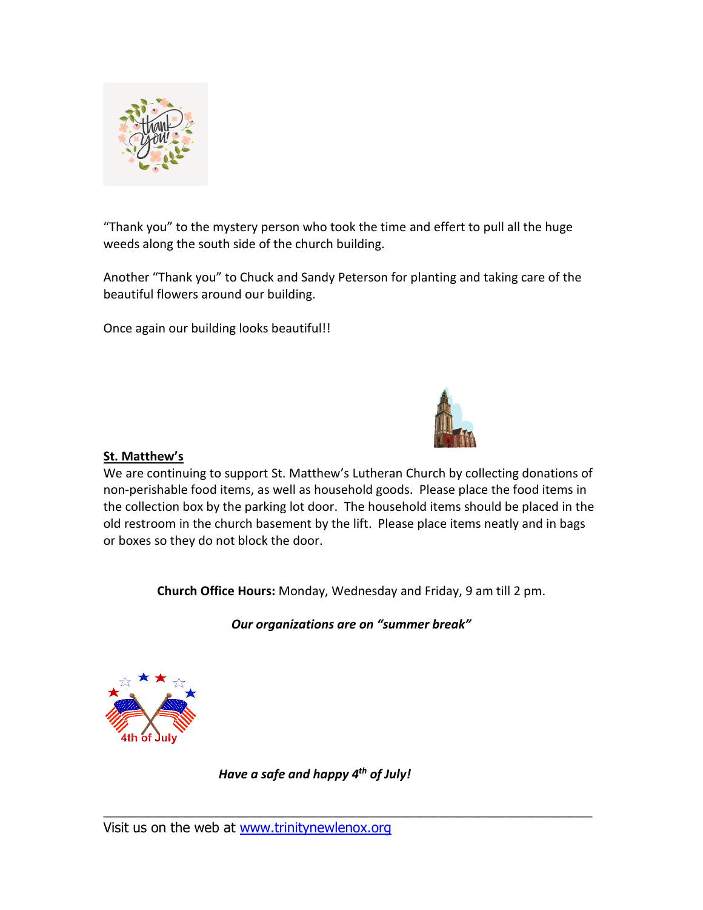"Thank you" to the mystery person who took the time and effert to pull all the huge weeds along the south side of the church building.

Another "Thank you" to Chuck and Sandy Peterson for planting and taking care of the beautiful flowers around our building.

Once again our building looks beautiful!!

**St. Matthew's**

We are continuing to support St. Matthew's Lutheran Church by collecting donations of non-perishable food items, as well as household goods. Please place the food items in the collection box by the parking lot door. The household items should be placed in the old restroom in the church basement by the lift. Please place items neatly and in bags or boxes so they do not block the door.

**Church Office Hours:** Monday, Wednesday and Friday, 9 am till 2 pm.

***Our organizations are on "summer break"***

***Have a safe and happy 4th of July!***

---

Visit us on the web at www.trinitynewlenox.org